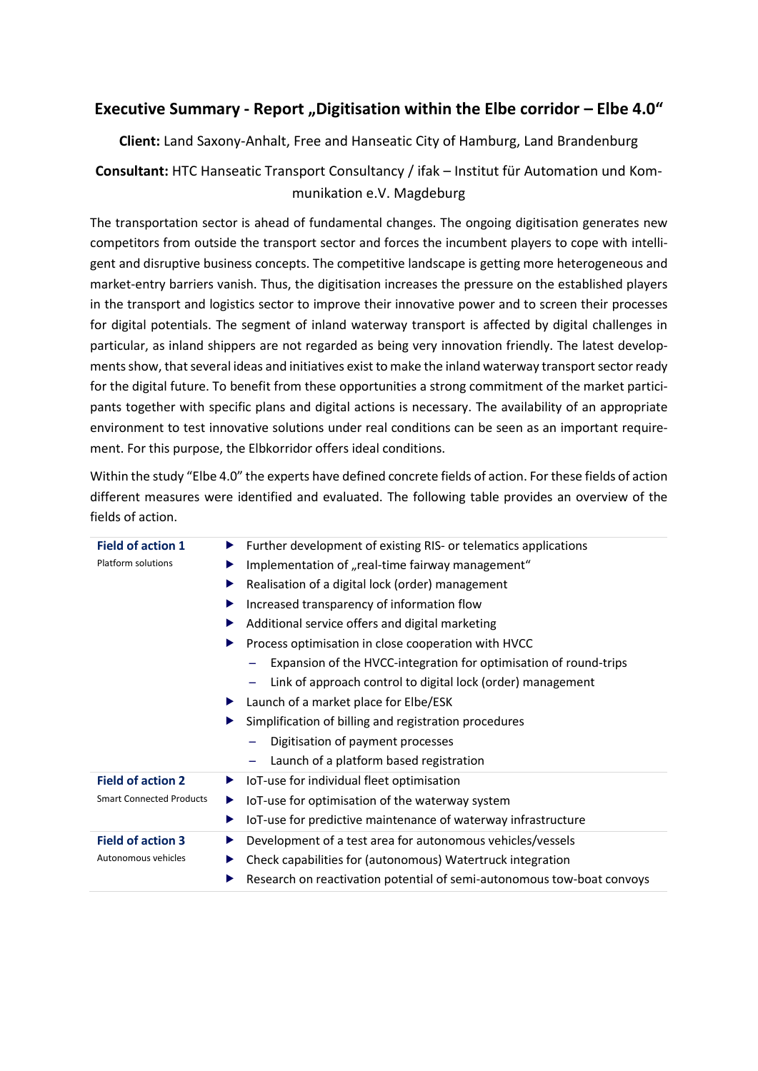# Executive Summary - Report „Digitisation within the Elbe corridor – Elbe 4.0“

**Client:** Land Saxony-Anhalt, Free and Hanseatic City of Hamburg, Land Brandenburg

**Consultant:** HTC Hanseatic Transport Consultancy / ifak – Institut für Automation und Kommunikation e.V. Magdeburg

The transportation sector is ahead of fundamental changes. The ongoing digitisation generates new competitors from outside the transport sector and forces the incumbent players to cope with intelligent and disruptive business concepts. The competitive landscape is getting more heterogeneous and market-entry barriers vanish. Thus, the digitisation increases the pressure on the established players in the transport and logistics sector to improve their innovative power and to screen their processes for digital potentials. The segment of inland waterway transport is affected by digital challenges in particular, as inland shippers are not regarded as being very innovation friendly. The latest developments show, that several ideas and initiatives exist to make the inland waterway transport sector ready for the digital future. To benefit from these opportunities a strong commitment of the market participants together with specific plans and digital actions is necessary. The availability of an appropriate environment to test innovative solutions under real conditions can be seen as an important requirement. For this purpose, the Elbkorridor offers ideal conditions.

Within the study "Elbe 4.0" the experts have defined concrete fields of action. For these fields of action different measures were identified and evaluated. The following table provides an overview of the fields of action.

| Field of action | Measures |
|---|---|
| **Field of action 1**<br>Platform solutions | ▶ Further development of existing RIS- or telematics applications<br>▶ Implementation of „real-time fairway management“<br>▶ Realisation of a digital lock (order) management<br>▶ Increased transparency of information flow<br>▶ Additional service offers and digital marketing<br>▶ Process optimisation in close cooperation with HVCC<br>– Expansion of the HVCC-integration for optimisation of round-trips<br>– Link of approach control to digital lock (order) management<br>▶ Launch of a market place for Elbe/ESK<br>▶ Simplification of billing and registration procedures<br>– Digitisation of payment processes<br>– Launch of a platform based registration |
| **Field of action 2**<br>Smart Connected Products | ▶ IoT-use for individual fleet optimisation<br>▶ IoT-use for optimisation of the waterway system<br>▶ IoT-use for predictive maintenance of waterway infrastructure |
| **Field of action 3**<br>Autonomous vehicles | ▶ Development of a test area for autonomous vehicles/vessels<br>▶ Check capabilities for (autonomous) Watertruck integration<br>▶ Research on reactivation potential of semi-autonomous tow-boat convoys |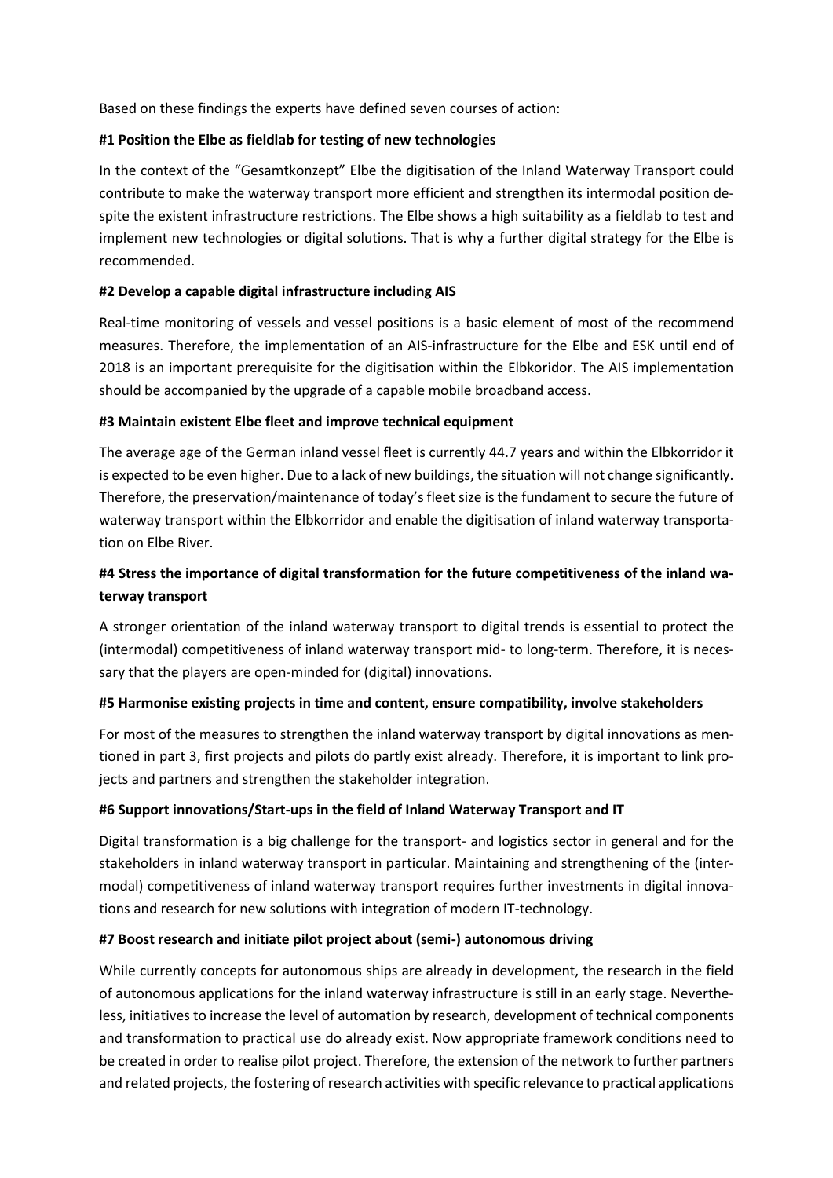Based on these findings the experts have defined seven courses of action:

**#1 Position the Elbe as fieldlab for testing of new technologies**

In the context of the "Gesamtkonzept" Elbe the digitisation of the Inland Waterway Transport could contribute to make the waterway transport more efficient and strengthen its intermodal position despite the existent infrastructure restrictions. The Elbe shows a high suitability as a fieldlab to test and implement new technologies or digital solutions. That is why a further digital strategy for the Elbe is recommended.

**#2 Develop a capable digital infrastructure including AIS**

Real-time monitoring of vessels and vessel positions is a basic element of most of the recommend measures. Therefore, the implementation of an AIS-infrastructure for the Elbe and ESK until end of 2018 is an important prerequisite for the digitisation within the Elbkoridor. The AIS implementation should be accompanied by the upgrade of a capable mobile broadband access.

**#3 Maintain existent Elbe fleet and improve technical equipment**

The average age of the German inland vessel fleet is currently 44.7 years and within the Elbkorridor it is expected to be even higher. Due to a lack of new buildings, the situation will not change significantly. Therefore, the preservation/maintenance of today's fleet size is the fundament to secure the future of waterway transport within the Elbkorridor and enable the digitisation of inland waterway transportation on Elbe River.

**#4 Stress the importance of digital transformation for the future competitiveness of the inland waterway transport**

A stronger orientation of the inland waterway transport to digital trends is essential to protect the (intermodal) competitiveness of inland waterway transport mid- to long-term. Therefore, it is necessary that the players are open-minded for (digital) innovations.

**#5 Harmonise existing projects in time and content, ensure compatibility, involve stakeholders**

For most of the measures to strengthen the inland waterway transport by digital innovations as mentioned in part 3, first projects and pilots do partly exist already. Therefore, it is important to link projects and partners and strengthen the stakeholder integration.

**#6 Support innovations/Start-ups in the field of Inland Waterway Transport and IT**

Digital transformation is a big challenge for the transport- and logistics sector in general and for the stakeholders in inland waterway transport in particular. Maintaining and strengthening of the (intermodal) competitiveness of inland waterway transport requires further investments in digital innovations and research for new solutions with integration of modern IT-technology.

**#7 Boost research and initiate pilot project about (semi-) autonomous driving**

While currently concepts for autonomous ships are already in development, the research in the field of autonomous applications for the inland waterway infrastructure is still in an early stage. Nevertheless, initiatives to increase the level of automation by research, development of technical components and transformation to practical use do already exist. Now appropriate framework conditions need to be created in order to realise pilot project. Therefore, the extension of the network to further partners and related projects, the fostering of research activities with specific relevance to practical applications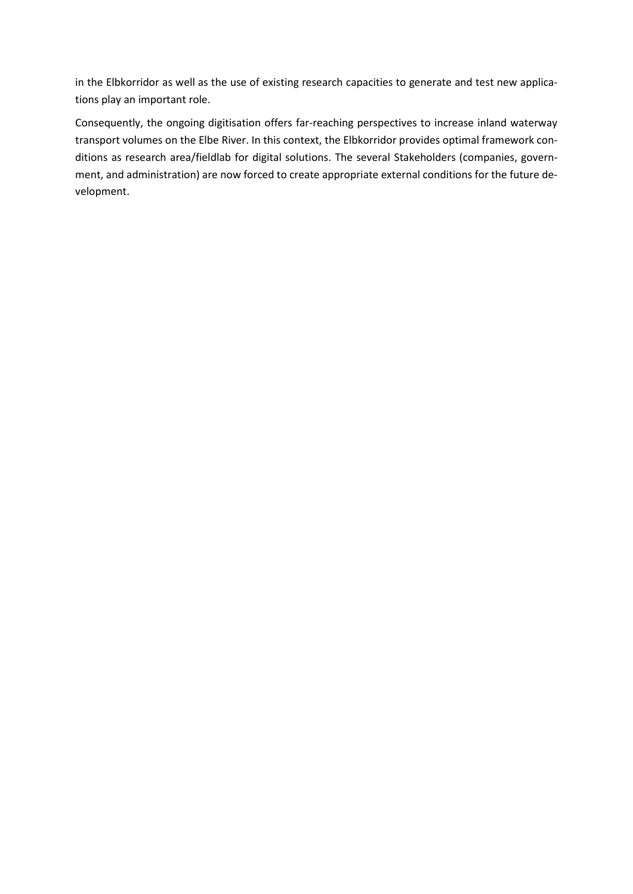in the Elbkorridor as well as the use of existing research capacities to generate and test new applications play an important role.

Consequently, the ongoing digitisation offers far-reaching perspectives to increase inland waterway transport volumes on the Elbe River. In this context, the Elbkorridor provides optimal framework conditions as research area/fieldlab for digital solutions. The several Stakeholders (companies, government, and administration) are now forced to create appropriate external conditions for the future development.